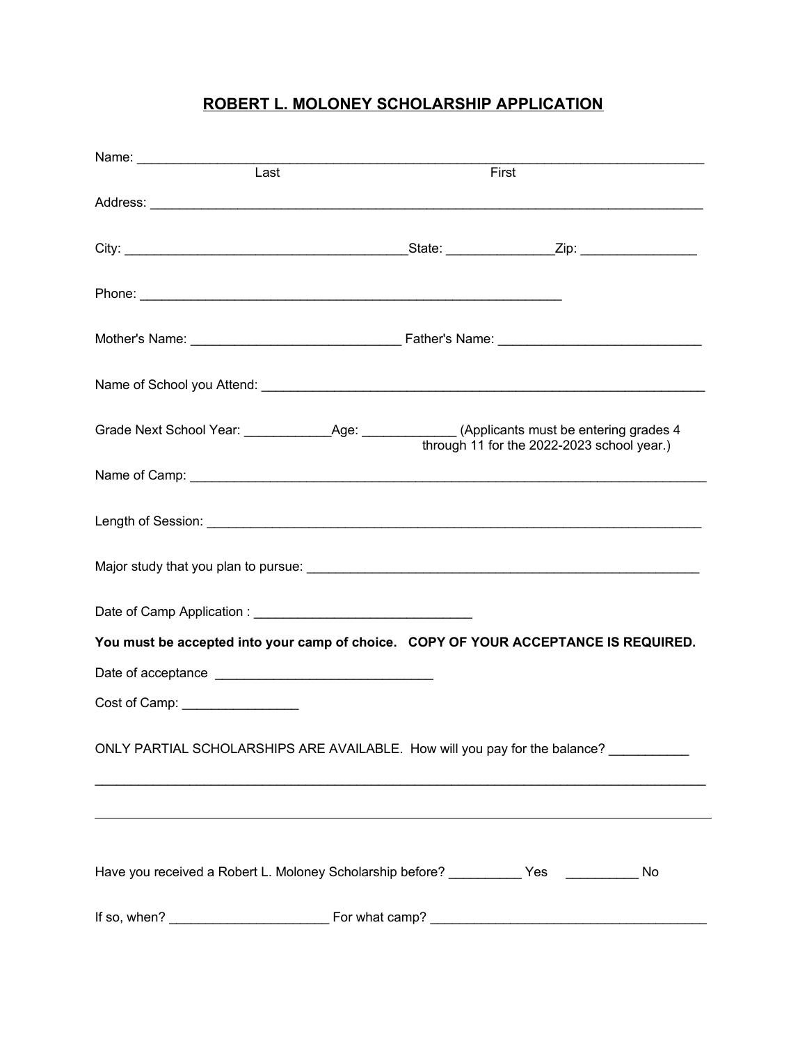# ROBERT L. MOLONEY SCHOLARSHIP APPLICATION

Name: ______________________________________________________________________________
Last                                                            First

Address: ____________________________________________________________________________

City: ______________________________________State: ______________Zip: _______________

Phone: ______________________________________________________

Mother's Name: ___________________________ Father's Name: __________________________

Name of School you Attend: _________________________________________________________

Grade Next School Year: ___________Age: ____________ (Applicants must be entering grades 4 through 11 for the 2022-2023 school year.)

Name of Camp: ______________________________________________________________________

Length of Session: __________________________________________________________________

Major study that you plan to pursue: ____________________________________________________

Date of Camp Application : ____________________________

**You must be accepted into your camp of choice. COPY OF YOUR ACCEPTANCE IS REQUIRED.**

Date of acceptance ____________________________

Cost of Camp: _______________

ONLY PARTIAL SCHOLARSHIPS ARE AVAILABLE. How will you pay for the balance? __________

_____________________________________________________________________________________

_____________________________________________________________________________________

Have you received a Robert L. Moloney Scholarship before? _________ Yes _________ No

If so, when? ____________________ For what camp? __________________________________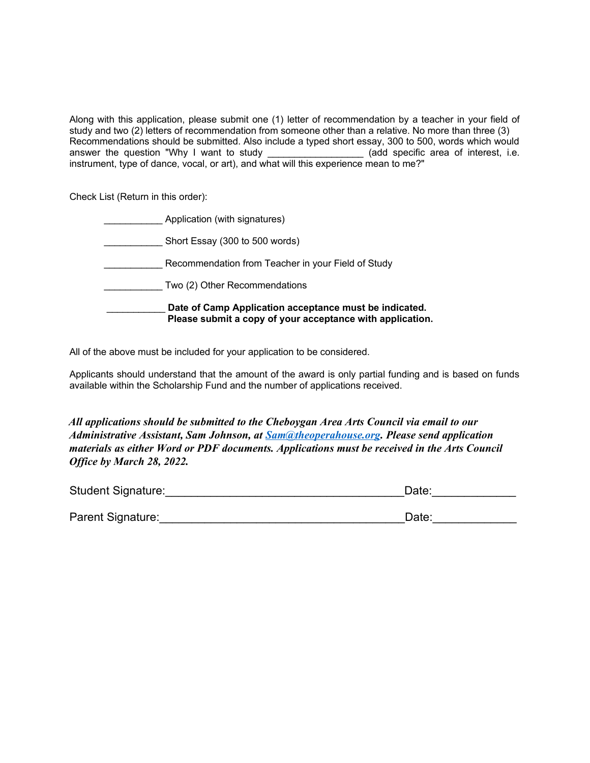Along with this application, please submit one (1) letter of recommendation by a teacher in your field of study and two (2) letters of recommendation from someone other than a relative. No more than three (3) Recommendations should be submitted. Also include a typed short essay, 300 to 500, words which would answer the question "Why I want to study _________________ (add specific area of interest, i.e. instrument, type of dance, vocal, or art), and what will this experience mean to me?"

Check List (Return in this order):

___________ Application (with signatures)

___________ Short Essay (300 to 500 words)

___________ Recommendation from Teacher in your Field of Study

___________ Two (2) Other Recommendations

___________ **Date of Camp Application acceptance must be indicated. Please submit a copy of your acceptance with application.**

All of the above must be included for your application to be considered.

Applicants should understand that the amount of the award is only partial funding and is based on funds available within the Scholarship Fund and the number of applications received.

***All applications should be submitted to the Cheboygan Area Arts Council via email to our Administrative Assistant, Sam Johnson, at Sam@theoperahouse.org. Please send application materials as either Word or PDF documents. Applications must be received in the Arts Council Office by March 28, 2022.***

Student Signature:_____________________________________Date:_____________

Parent Signature:______________________________________Date:_____________